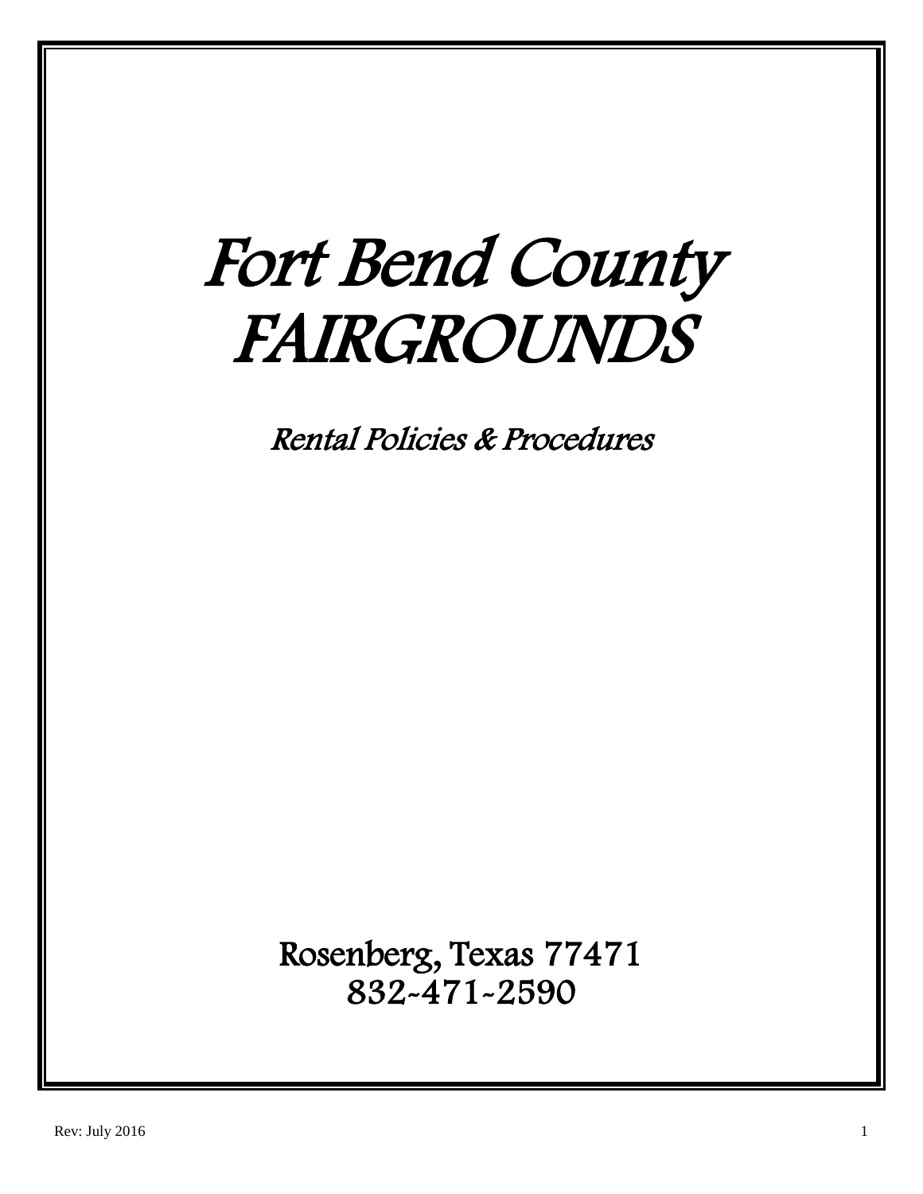# *Fort Bend County FAIRGROUNDS*

## *Rental Policies & Procedures*

Rosenberg, Texas 77471
832-471-2590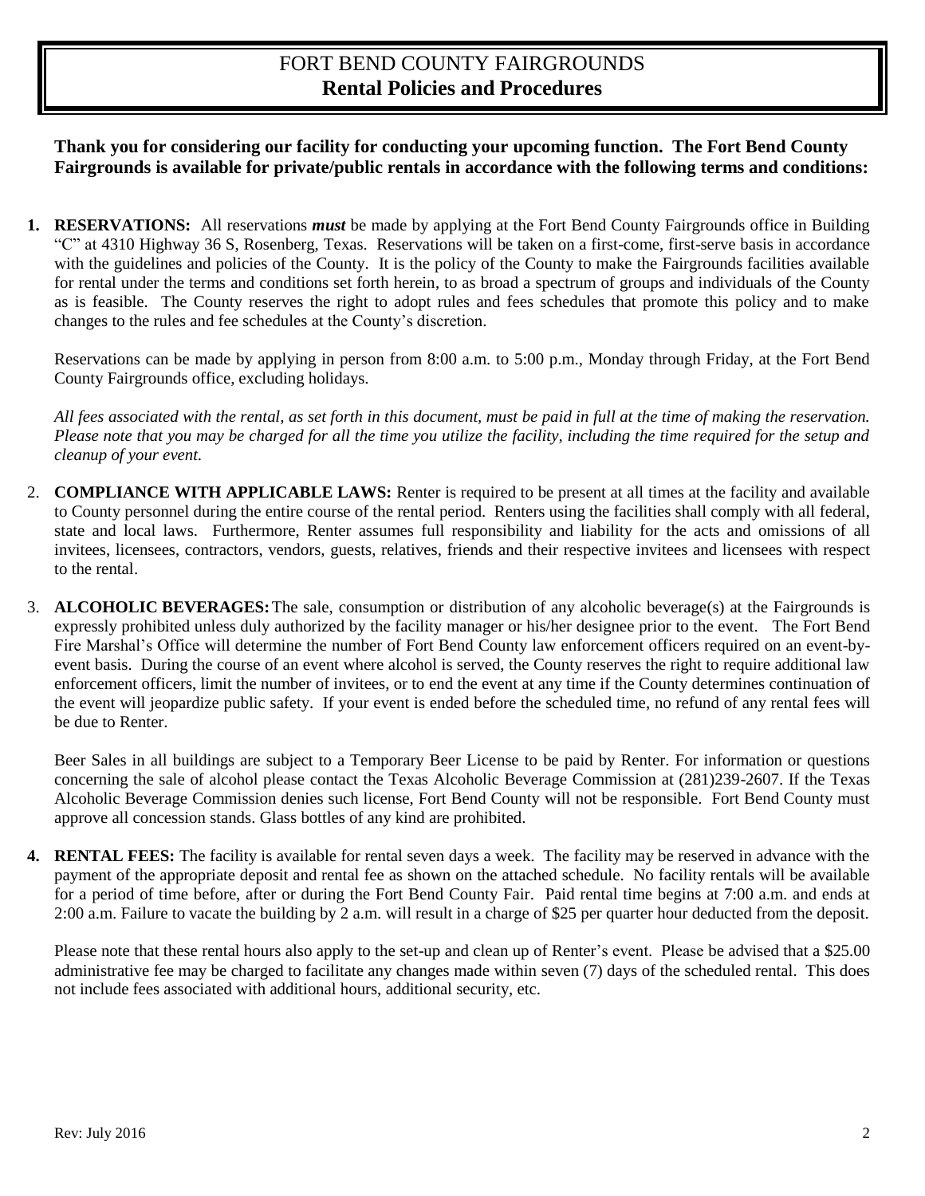# FORT BEND COUNTY FAIRGROUNDS
## Rental Policies and Procedures

**Thank you for considering our facility for conducting your upcoming function. The Fort Bend County Fairgrounds is available for private/public rentals in accordance with the following terms and conditions:**

1. **RESERVATIONS:** All reservations ***must*** be made by applying at the Fort Bend County Fairgrounds office in Building "C" at 4310 Highway 36 S, Rosenberg, Texas. Reservations will be taken on a first-come, first-serve basis in accordance with the guidelines and policies of the County. It is the policy of the County to make the Fairgrounds facilities available for rental under the terms and conditions set forth herein, to as broad a spectrum of groups and individuals of the County as is feasible. The County reserves the right to adopt rules and fees schedules that promote this policy and to make changes to the rules and fee schedules at the County's discretion.

   Reservations can be made by applying in person from 8:00 a.m. to 5:00 p.m., Monday through Friday, at the Fort Bend County Fairgrounds office, excluding holidays.

   *All fees associated with the rental, as set forth in this document, must be paid in full at the time of making the reservation. Please note that you may be charged for all the time you utilize the facility, including the time required for the setup and cleanup of your event.*

2. **COMPLIANCE WITH APPLICABLE LAWS:** Renter is required to be present at all times at the facility and available to County personnel during the entire course of the rental period. Renters using the facilities shall comply with all federal, state and local laws. Furthermore, Renter assumes full responsibility and liability for the acts and omissions of all invitees, licensees, contractors, vendors, guests, relatives, friends and their respective invitees and licensees with respect to the rental.

3. **ALCOHOLIC BEVERAGES:** The sale, consumption or distribution of any alcoholic beverage(s) at the Fairgrounds is expressly prohibited unless duly authorized by the facility manager or his/her designee prior to the event. The Fort Bend Fire Marshal's Office will determine the number of Fort Bend County law enforcement officers required on an event-by-event basis. During the course of an event where alcohol is served, the County reserves the right to require additional law enforcement officers, limit the number of invitees, or to end the event at any time if the County determines continuation of the event will jeopardize public safety. If your event is ended before the scheduled time, no refund of any rental fees will be due to Renter.

   Beer Sales in all buildings are subject to a Temporary Beer License to be paid by Renter. For information or questions concerning the sale of alcohol please contact the Texas Alcoholic Beverage Commission at (281)239-2607. If the Texas Alcoholic Beverage Commission denies such license, Fort Bend County will not be responsible. Fort Bend County must approve all concession stands. Glass bottles of any kind are prohibited.

4. **RENTAL FEES:** The facility is available for rental seven days a week. The facility may be reserved in advance with the payment of the appropriate deposit and rental fee as shown on the attached schedule. No facility rentals will be available for a period of time before, after or during the Fort Bend County Fair. Paid rental time begins at 7:00 a.m. and ends at 2:00 a.m. Failure to vacate the building by 2 a.m. will result in a charge of $25 per quarter hour deducted from the deposit.

   Please note that these rental hours also apply to the set-up and clean up of Renter's event. Please be advised that a $25.00 administrative fee may be charged to facilitate any changes made within seven (7) days of the scheduled rental. This does not include fees associated with additional hours, additional security, etc.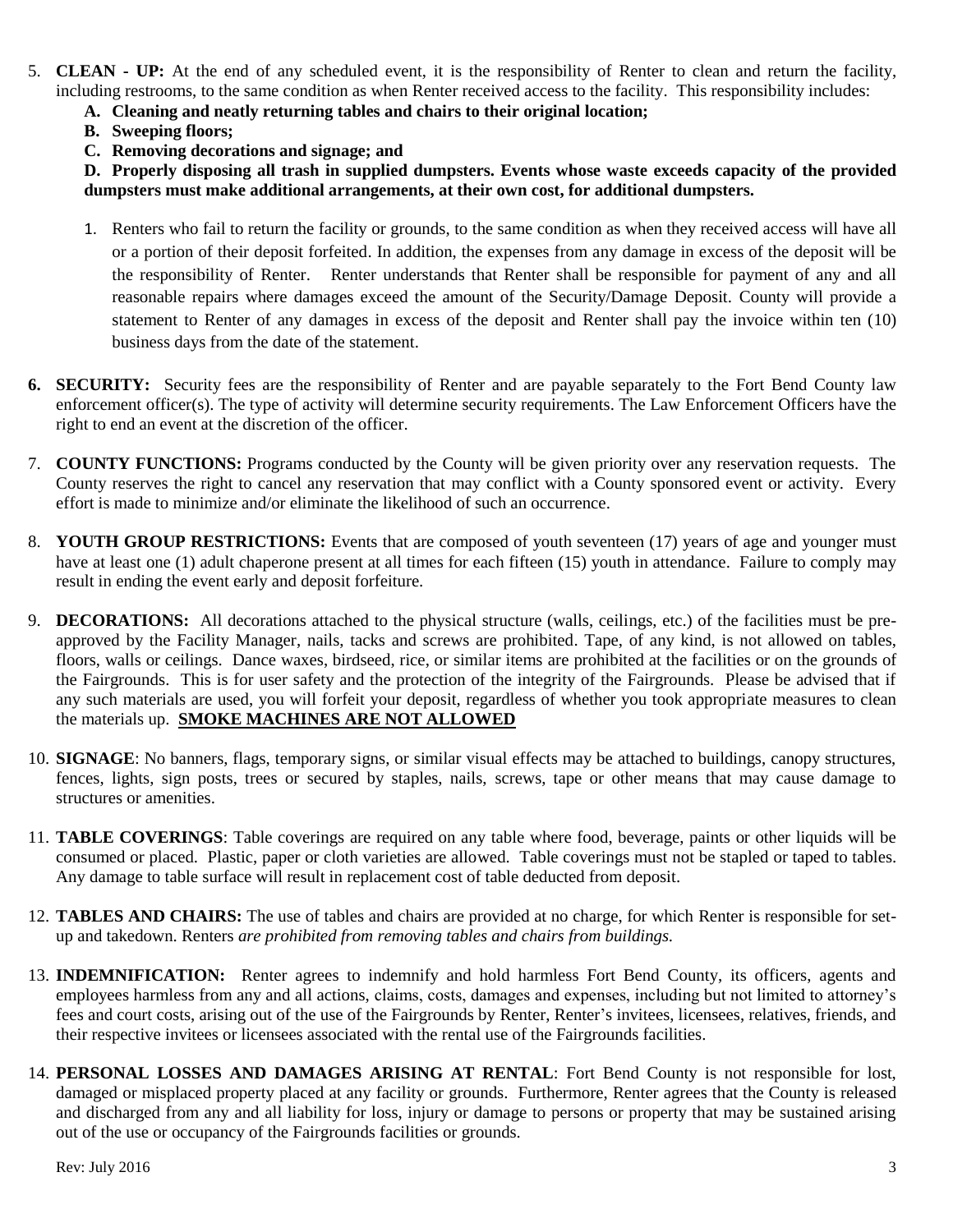5. **CLEAN - UP:** At the end of any scheduled event, it is the responsibility of Renter to clean and return the facility, including restrooms, to the same condition as when Renter received access to the facility. This responsibility includes:
   **A. Cleaning and neatly returning tables and chairs to their original location;**
   **B. Sweeping floors;**
   **C. Removing decorations and signage; and**
   **D. Properly disposing all trash in supplied dumpsters. Events whose waste exceeds capacity of the provided dumpsters must make additional arrangements, at their own cost, for additional dumpsters.**

   1. Renters who fail to return the facility or grounds, to the same condition as when they received access will have all or a portion of their deposit forfeited. In addition, the expenses from any damage in excess of the deposit will be the responsibility of Renter. Renter understands that Renter shall be responsible for payment of any and all reasonable repairs where damages exceed the amount of the Security/Damage Deposit. County will provide a statement to Renter of any damages in excess of the deposit and Renter shall pay the invoice within ten (10) business days from the date of the statement.

6. **SECURITY:** Security fees are the responsibility of Renter and are payable separately to the Fort Bend County law enforcement officer(s). The type of activity will determine security requirements. The Law Enforcement Officers have the right to end an event at the discretion of the officer.

7. **COUNTY FUNCTIONS:** Programs conducted by the County will be given priority over any reservation requests. The County reserves the right to cancel any reservation that may conflict with a County sponsored event or activity. Every effort is made to minimize and/or eliminate the likelihood of such an occurrence.

8. **YOUTH GROUP RESTRICTIONS:** Events that are composed of youth seventeen (17) years of age and younger must have at least one (1) adult chaperone present at all times for each fifteen (15) youth in attendance. Failure to comply may result in ending the event early and deposit forfeiture.

9. **DECORATIONS:** All decorations attached to the physical structure (walls, ceilings, etc.) of the facilities must be pre-approved by the Facility Manager, nails, tacks and screws are prohibited. Tape, of any kind, is not allowed on tables, floors, walls or ceilings. Dance waxes, birdseed, rice, or similar items are prohibited at the facilities or on the grounds of the Fairgrounds. This is for user safety and the protection of the integrity of the Fairgrounds. Please be advised that if any such materials are used, you will forfeit your deposit, regardless of whether you took appropriate measures to clean the materials up. **<u>SMOKE MACHINES ARE NOT ALLOWED</u>**

10. **SIGNAGE**: No banners, flags, temporary signs, or similar visual effects may be attached to buildings, canopy structures, fences, lights, sign posts, trees or secured by staples, nails, screws, tape or other means that may cause damage to structures or amenities.

11. **TABLE COVERINGS**: Table coverings are required on any table where food, beverage, paints or other liquids will be consumed or placed. Plastic, paper or cloth varieties are allowed. Table coverings must not be stapled or taped to tables. Any damage to table surface will result in replacement cost of table deducted from deposit.

12. **TABLES AND CHAIRS:** The use of tables and chairs are provided at no charge, for which Renter is responsible for set-up and takedown. Renters *are prohibited from removing tables and chairs from buildings.*

13. **INDEMNIFICATION:** Renter agrees to indemnify and hold harmless Fort Bend County, its officers, agents and employees harmless from any and all actions, claims, costs, damages and expenses, including but not limited to attorney's fees and court costs, arising out of the use of the Fairgrounds by Renter, Renter's invitees, licensees, relatives, friends, and their respective invitees or licensees associated with the rental use of the Fairgrounds facilities.

14. **PERSONAL LOSSES AND DAMAGES ARISING AT RENTAL**: Fort Bend County is not responsible for lost, damaged or misplaced property placed at any facility or grounds. Furthermore, Renter agrees that the County is released and discharged from any and all liability for loss, injury or damage to persons or property that may be sustained arising out of the use or occupancy of the Fairgrounds facilities or grounds.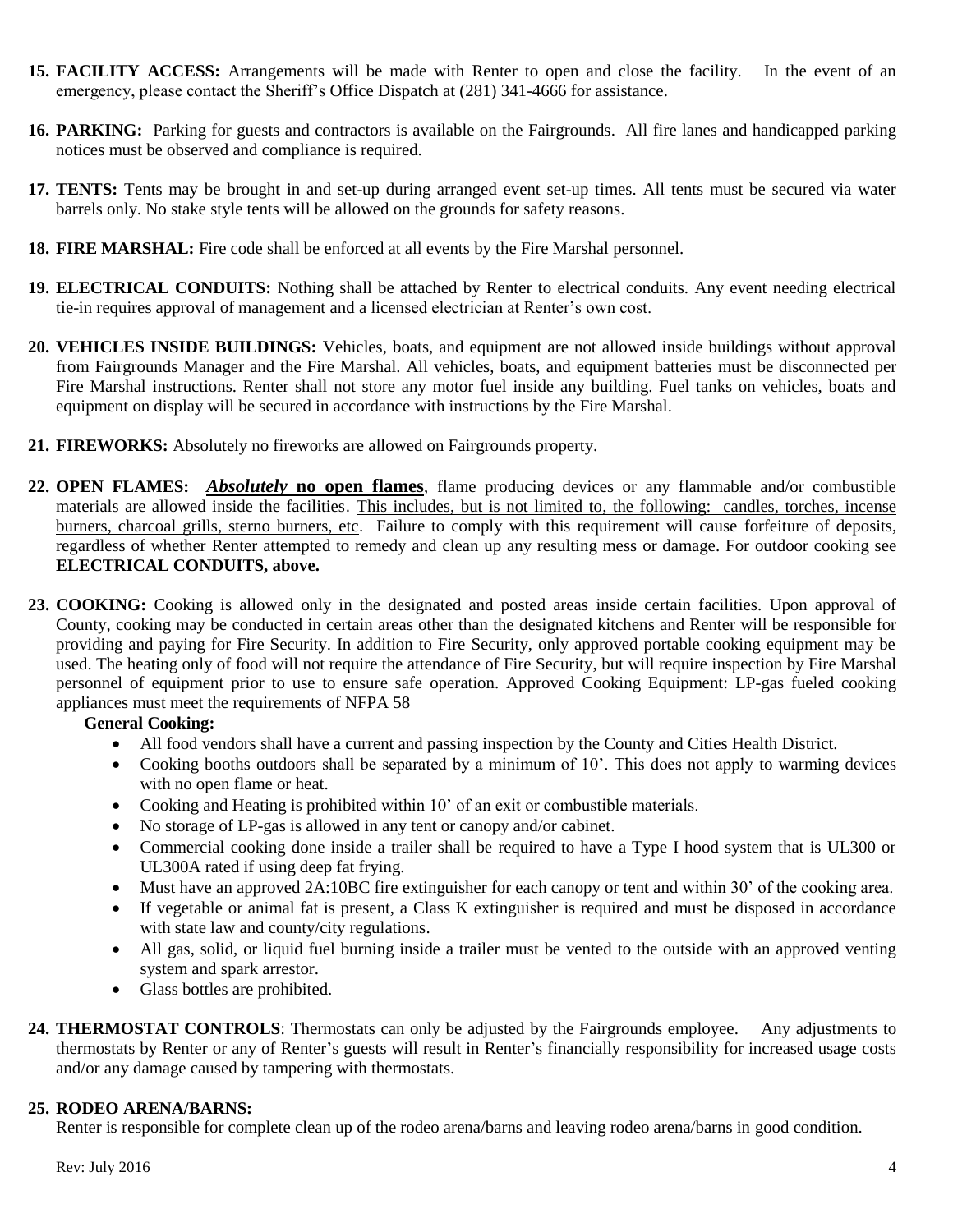15. **FACILITY ACCESS:** Arrangements will be made with Renter to open and close the facility. In the event of an emergency, please contact the Sheriff's Office Dispatch at (281) 341-4666 for assistance.

16. **PARKING:** Parking for guests and contractors is available on the Fairgrounds. All fire lanes and handicapped parking notices must be observed and compliance is required.

17. **TENTS:** Tents may be brought in and set-up during arranged event set-up times. All tents must be secured via water barrels only. No stake style tents will be allowed on the grounds for safety reasons.

18. **FIRE MARSHAL:** Fire code shall be enforced at all events by the Fire Marshal personnel.

19. **ELECTRICAL CONDUITS:** Nothing shall be attached by Renter to electrical conduits. Any event needing electrical tie-in requires approval of management and a licensed electrician at Renter's own cost.

20. **VEHICLES INSIDE BUILDINGS:** Vehicles, boats, and equipment are not allowed inside buildings without approval from Fairgrounds Manager and the Fire Marshal. All vehicles, boats, and equipment batteries must be disconnected per Fire Marshal instructions. Renter shall not store any motor fuel inside any building. Fuel tanks on vehicles, boats and equipment on display will be secured in accordance with instructions by the Fire Marshal.

21. **FIREWORKS:** Absolutely no fireworks are allowed on Fairgrounds property.

22. **OPEN FLAMES:** ***Absolutely* no open flames**, flame producing devices or any flammable and/or combustible materials are allowed inside the facilities. This includes, but is not limited to, the following: candles, torches, incense burners, charcoal grills, sterno burners, etc. Failure to comply with this requirement will cause forfeiture of deposits, regardless of whether Renter attempted to remedy and clean up any resulting mess or damage. For outdoor cooking see **ELECTRICAL CONDUITS, above.**

23. **COOKING:** Cooking is allowed only in the designated and posted areas inside certain facilities. Upon approval of County, cooking may be conducted in certain areas other than the designated kitchens and Renter will be responsible for providing and paying for Fire Security. In addition to Fire Security, only approved portable cooking equipment may be used. The heating only of food will not require the attendance of Fire Security, but will require inspection by Fire Marshal personnel of equipment prior to use to ensure safe operation. Approved Cooking Equipment: LP-gas fueled cooking appliances must meet the requirements of NFPA 58

    **General Cooking:**

    - All food vendors shall have a current and passing inspection by the County and Cities Health District.
    - Cooking booths outdoors shall be separated by a minimum of 10'. This does not apply to warming devices with no open flame or heat.
    - Cooking and Heating is prohibited within 10' of an exit or combustible materials.
    - No storage of LP-gas is allowed in any tent or canopy and/or cabinet.
    - Commercial cooking done inside a trailer shall be required to have a Type I hood system that is UL300 or UL300A rated if using deep fat frying.
    - Must have an approved 2A:10BC fire extinguisher for each canopy or tent and within 30' of the cooking area.
    - If vegetable or animal fat is present, a Class K extinguisher is required and must be disposed in accordance with state law and county/city regulations.
    - All gas, solid, or liquid fuel burning inside a trailer must be vented to the outside with an approved venting system and spark arrestor.
    - Glass bottles are prohibited.

24. **THERMOSTAT CONTROLS**: Thermostats can only be adjusted by the Fairgrounds employee. Any adjustments to thermostats by Renter or any of Renter's guests will result in Renter's financially responsibility for increased usage costs and/or any damage caused by tampering with thermostats.

25. **RODEO ARENA/BARNS:**
    Renter is responsible for complete clean up of the rodeo arena/barns and leaving rodeo arena/barns in good condition.

Rev: July 2016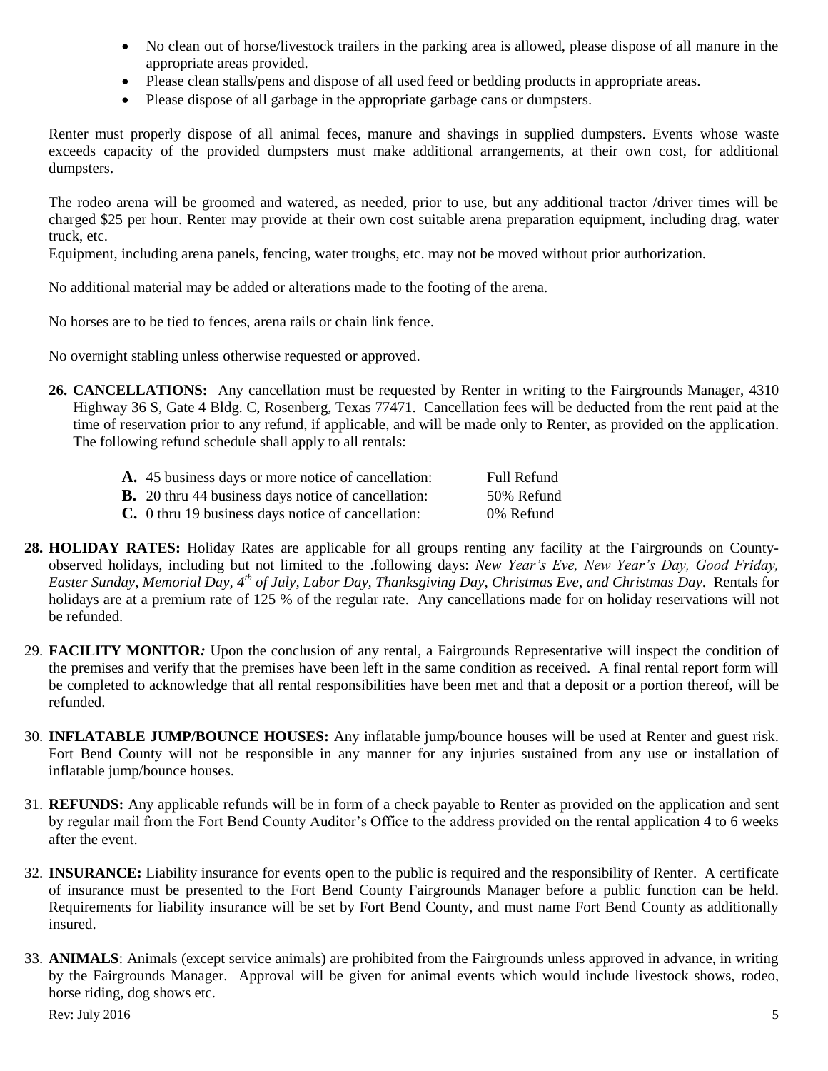- No clean out of horse/livestock trailers in the parking area is allowed, please dispose of all manure in the appropriate areas provided.
- Please clean stalls/pens and dispose of all used feed or bedding products in appropriate areas.
- Please dispose of all garbage in the appropriate garbage cans or dumpsters.

Renter must properly dispose of all animal feces, manure and shavings in supplied dumpsters. Events whose waste exceeds capacity of the provided dumpsters must make additional arrangements, at their own cost, for additional dumpsters.

The rodeo arena will be groomed and watered, as needed, prior to use, but any additional tractor /driver times will be charged $25 per hour. Renter may provide at their own cost suitable arena preparation equipment, including drag, water truck, etc.
Equipment, including arena panels, fencing, water troughs, etc. may not be moved without prior authorization.

No additional material may be added or alterations made to the footing of the arena.

No horses are to be tied to fences, arena rails or chain link fence.

No overnight stabling unless otherwise requested or approved.

**26. CANCELLATIONS:** Any cancellation must be requested by Renter in writing to the Fairgrounds Manager, 4310 Highway 36 S, Gate 4 Bldg. C, Rosenberg, Texas 77471. Cancellation fees will be deducted from the rent paid at the time of reservation prior to any refund, if applicable, and will be made only to Renter, as provided on the application. The following refund schedule shall apply to all rentals:

| | |
|---|---|
| **A.** 45 business days or more notice of cancellation: | Full Refund |
| **B.** 20 thru 44 business days notice of cancellation: | 50% Refund |
| **C.** 0 thru 19 business days notice of cancellation: | 0% Refund |

**28. HOLIDAY RATES:** Holiday Rates are applicable for all groups renting any facility at the Fairgrounds on County-observed holidays, including but not limited to the .following days: *New Year's Eve, New Year's Day, Good Friday, Easter Sunday, Memorial Day, 4th of July, Labor Day, Thanksgiving Day, Christmas Eve, and Christmas Day*. Rentals for holidays are at a premium rate of 125 % of the regular rate. Any cancellations made for on holiday reservations will not be refunded.

29. **FACILITY MONITOR***:* Upon the conclusion of any rental, a Fairgrounds Representative will inspect the condition of the premises and verify that the premises have been left in the same condition as received. A final rental report form will be completed to acknowledge that all rental responsibilities have been met and that a deposit or a portion thereof, will be refunded.

30. **INFLATABLE JUMP/BOUNCE HOUSES:** Any inflatable jump/bounce houses will be used at Renter and guest risk. Fort Bend County will not be responsible in any manner for any injuries sustained from any use or installation of inflatable jump/bounce houses.

31. **REFUNDS:** Any applicable refunds will be in form of a check payable to Renter as provided on the application and sent by regular mail from the Fort Bend County Auditor's Office to the address provided on the rental application 4 to 6 weeks after the event.

32. **INSURANCE:** Liability insurance for events open to the public is required and the responsibility of Renter. A certificate of insurance must be presented to the Fort Bend County Fairgrounds Manager before a public function can be held. Requirements for liability insurance will be set by Fort Bend County, and must name Fort Bend County as additionally insured.

33. **ANIMALS**: Animals (except service animals) are prohibited from the Fairgrounds unless approved in advance, in writing by the Fairgrounds Manager. Approval will be given for animal events which would include livestock shows, rodeo, horse riding, dog shows etc.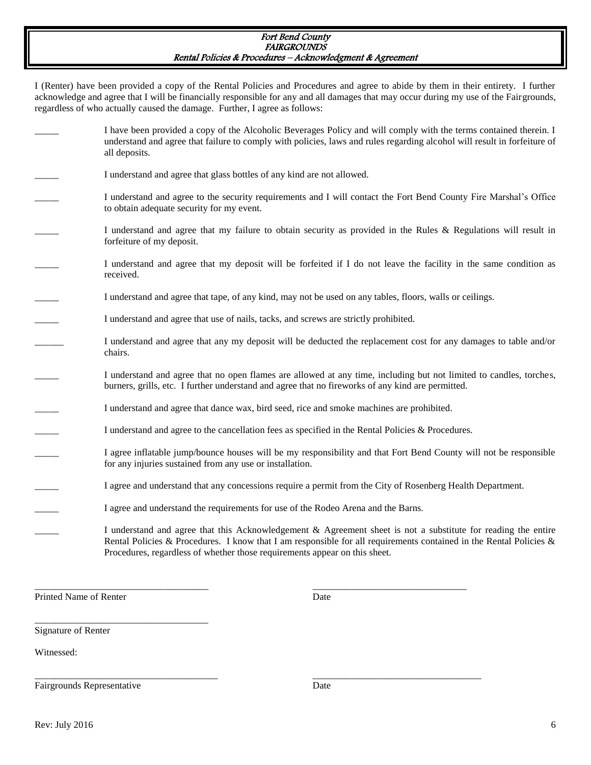# *Fort Bend County*
# *FAIRGROUNDS*
## *Rental Policies & Procedures – Acknowledgment & Agreement*

I (Renter) have been provided a copy of the Rental Policies and Procedures and agree to abide by them in their entirety. I further acknowledge and agree that I will be financially responsible for any and all damages that may occur during my use of the Fairgrounds, regardless of who actually caused the damage. Further, I agree as follows:

_____ I have been provided a copy of the Alcoholic Beverages Policy and will comply with the terms contained therein. I understand and agree that failure to comply with policies, laws and rules regarding alcohol will result in forfeiture of all deposits.

_____ I understand and agree that glass bottles of any kind are not allowed.

_____ I understand and agree to the security requirements and I will contact the Fort Bend County Fire Marshal's Office to obtain adequate security for my event.

_____ I understand and agree that my failure to obtain security as provided in the Rules & Regulations will result in forfeiture of my deposit.

_____ I understand and agree that my deposit will be forfeited if I do not leave the facility in the same condition as received.

_____ I understand and agree that tape, of any kind, may not be used on any tables, floors, walls or ceilings.

_____ I understand and agree that use of nails, tacks, and screws are strictly prohibited.

______ I understand and agree that any my deposit will be deducted the replacement cost for any damages to table and/or chairs.

_____ I understand and agree that no open flames are allowed at any time, including but not limited to candles, torches, burners, grills, etc. I further understand and agree that no fireworks of any kind are permitted.

_____ I understand and agree that dance wax, bird seed, rice and smoke machines are prohibited.

_____ I understand and agree to the cancellation fees as specified in the Rental Policies & Procedures.

_____ I agree inflatable jump/bounce houses will be my responsibility and that Fort Bend County will not be responsible for any injuries sustained from any use or installation.

_____ I agree and understand that any concessions require a permit from the City of Rosenberg Health Department.

_____ I agree and understand the requirements for use of the Rodeo Arena and the Barns.

_____ I understand and agree that this Acknowledgement & Agreement sheet is not a substitute for reading the entire Rental Policies & Procedures. I know that I am responsible for all requirements contained in the Rental Policies & Procedures, regardless of whether those requirements appear on this sheet.

____________________________________ ________________________________
Printed Name of Renter Date

____________________________________
Signature of Renter

Witnessed:

______________________________________ ___________________________________
Fairgrounds Representative Date

Rev: July 2016